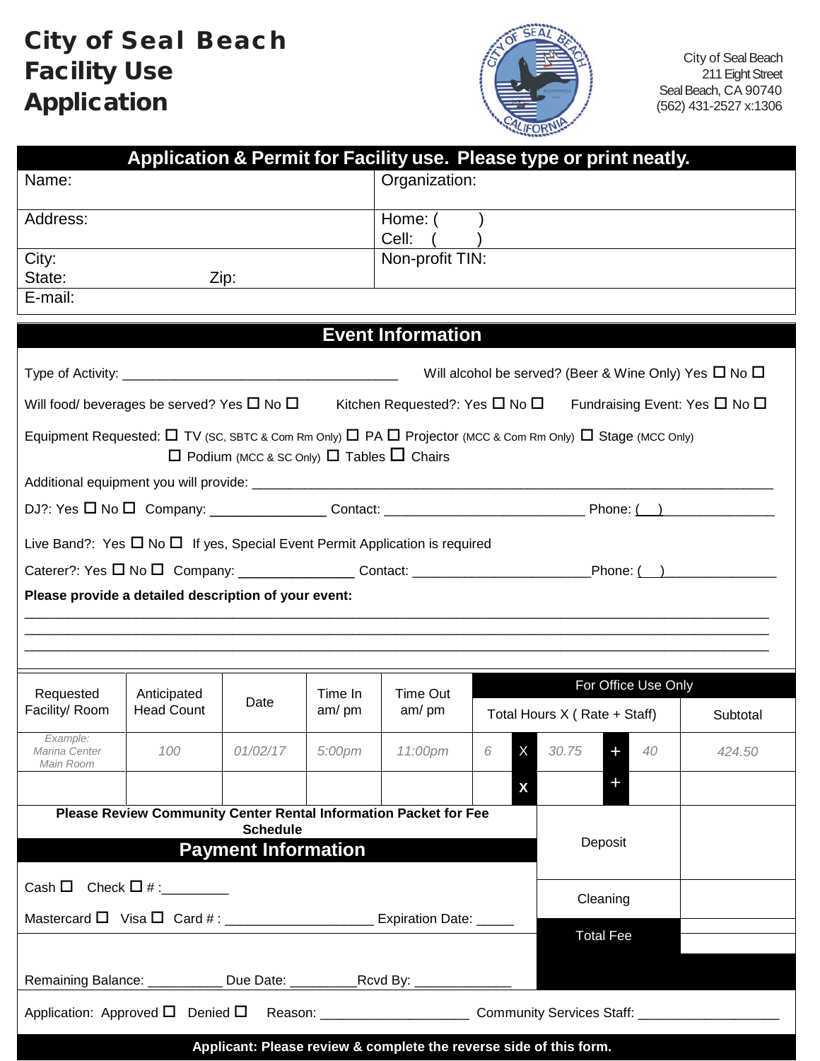# City of Seal Beach Facility Use Application

City of Seal Beach
211 Eight Street
Seal Beach, CA 90740
(562) 431-2527 x:1306

## Application & Permit for Facility use. Please type or print neatly.

| | |
|---|---|
| Name: | Organization: |
| Address: | Home: ( ) <br> Cell: ( ) |
| City: <br> State: Zip: | Non-profit TIN: |
| E-mail: | |

## Event Information

Type of Activity: ____________________________________ Will alcohol be served? (Beer & Wine Only) Yes ☐ No ☐

Will food/ beverages be served? Yes ☐ No ☐ Kitchen Requested?: Yes ☐ No ☐ Fundraising Event: Yes ☐ No ☐

Equipment Requested: ☐ TV (SC, SBTC & Com Rm Only) ☐ PA ☐ Projector (MCC & Com Rm Only) ☐ Stage (MCC Only) ☐ Podium (MCC & SC Only) ☐ Tables ☐ Chairs

Additional equipment you will provide: ______________________________________________________________________

DJ?: Yes ☐ No ☐ Company: _______________ Contact: __________________________ Phone: ( ) _______________

Live Band?: Yes ☐ No ☐ If yes, Special Event Permit Application is required

Caterer?: Yes ☐ No ☐ Company: _______________ Contact: _______________________ Phone: ( ) _______________

**Please provide a detailed description of your event:**

_______________________________________________________________________________________________
_______________________________________________________________________________________________
_______________________________________________________________________________________________

| Requested Facility/ Room | Anticipated Head Count | Date | Time In am/ pm | Time Out am/ pm | For Office Use Only | | | | | |
|---|---|---|---|---|---|---|---|---|---|---|
| | | | | | Total Hours X ( Rate + Staff) | | | | | Subtotal |
| *Example: Marina Center Main Room* | *100* | *01/02/17* | *5:00pm* | *11:00pm* | 6 | X | 30.75 | + | 40 | 424.50 |
| | | | | | | X | | + | | |

**Please Review Community Center Rental Information Packet for Fee Schedule**

## Payment Information

| | |
|---|---|
| Deposit | |
| Cleaning | |
| Total Fee | |

Cash ☐ Check ☐ # :_________

Mastercard ☐ Visa ☐ Card # : ___________________ Expiration Date: _____

Remaining Balance: __________ Due Date: _________ Rcvd By: _____________

Application: Approved ☐ Denied ☐ Reason: ____________________ Community Services Staff: ___________________

**Applicant: Please review & complete the reverse side of this form.**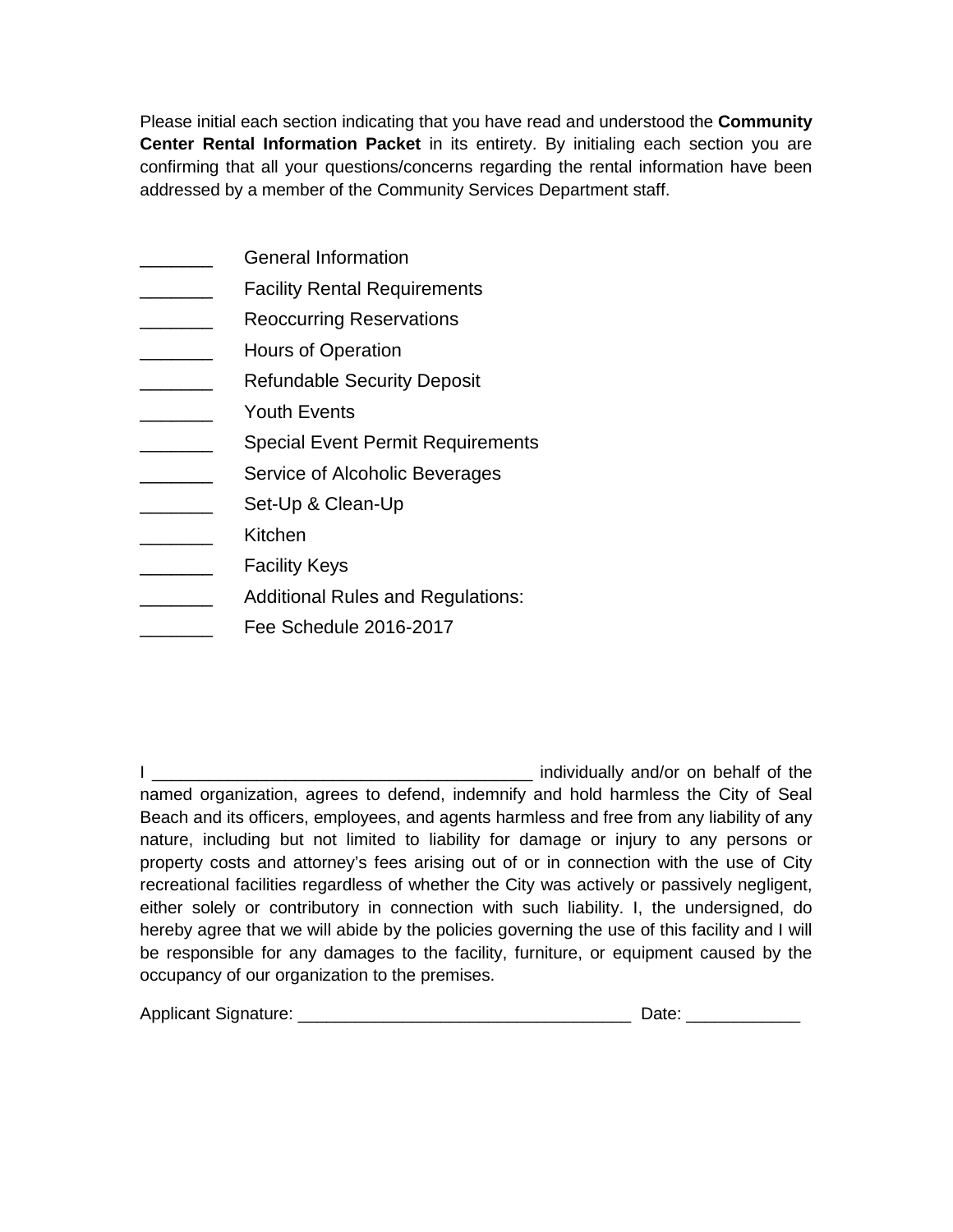Please initial each section indicating that you have read and understood the **Community Center Rental Information Packet** in its entirety. By initialing each section you are confirming that all your questions/concerns regarding the rental information have been addressed by a member of the Community Services Department staff.

_______ General Information

_______ Facility Rental Requirements

_______ Reoccurring Reservations

_______ Hours of Operation

_______ Refundable Security Deposit

_______ Youth Events

_______ Special Event Permit Requirements

_______ Service of Alcoholic Beverages

_______ Set-Up & Clean-Up

_______ Kitchen

_______ Facility Keys

_______ Additional Rules and Regulations:

_______ Fee Schedule 2016-2017

I ________________________________________ individually and/or on behalf of the named organization, agrees to defend, indemnify and hold harmless the City of Seal Beach and its officers, employees, and agents harmless and free from any liability of any nature, including but not limited to liability for damage or injury to any persons or property costs and attorney's fees arising out of or in connection with the use of City recreational facilities regardless of whether the City was actively or passively negligent, either solely or contributory in connection with such liability. I, the undersigned, do hereby agree that we will abide by the policies governing the use of this facility and I will be responsible for any damages to the facility, furniture, or equipment caused by the occupancy of our organization to the premises.

Applicant Signature: ___________________________________ Date: ____________